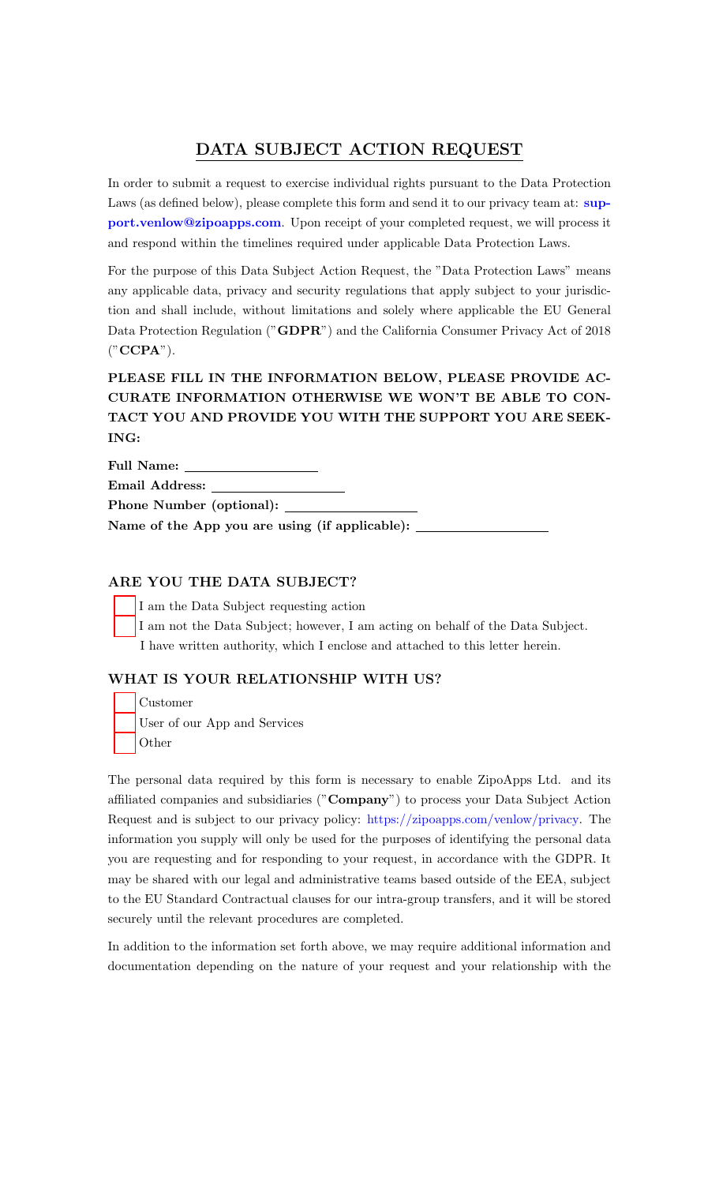# DATA SUBJECT ACTION REQUEST

In order to submit a request to exercise individual rights pursuant to the Data Protection Laws (as defined below), please complete this form and send it to our privacy team at: **support.venlow@zipoapps.com**. Upon receipt of your completed request, we will process it and respond within the timelines required under applicable Data Protection Laws.

For the purpose of this Data Subject Action Request, the "Data Protection Laws" means any applicable data, privacy and security regulations that apply subject to your jurisdiction and shall include, without limitations and solely where applicable the EU General Data Protection Regulation ("**GDPR**") and the California Consumer Privacy Act of 2018 ("**CCPA**").

### PLEASE FILL IN THE INFORMATION BELOW, PLEASE PROVIDE ACCURATE INFORMATION OTHERWISE WE WON'T BE ABLE TO CONTACT YOU AND PROVIDE YOU WITH THE SUPPORT YOU ARE SEEKING:

**Full Name:** ____________________

**Email Address:** ____________________

**Phone Number (optional):** ____________________

**Name of the App you are using (if applicable):** ____________________

### ARE YOU THE DATA SUBJECT?

- [ ] I am the Data Subject requesting action
- [ ] I am not the Data Subject; however, I am acting on behalf of the Data Subject. I have written authority, which I enclose and attached to this letter herein.

### WHAT IS YOUR RELATIONSHIP WITH US?

- [ ] Customer
- [ ] User of our App and Services
- [ ] Other

The personal data required by this form is necessary to enable ZipoApps Ltd. and its affiliated companies and subsidiaries ("**Company**") to process your Data Subject Action Request and is subject to our privacy policy: https://zipoapps.com/venlow/privacy. The information you supply will only be used for the purposes of identifying the personal data you are requesting and for responding to your request, in accordance with the GDPR. It may be shared with our legal and administrative teams based outside of the EEA, subject to the EU Standard Contractual clauses for our intra-group transfers, and it will be stored securely until the relevant procedures are completed.

In addition to the information set forth above, we may require additional information and documentation depending on the nature of your request and your relationship with the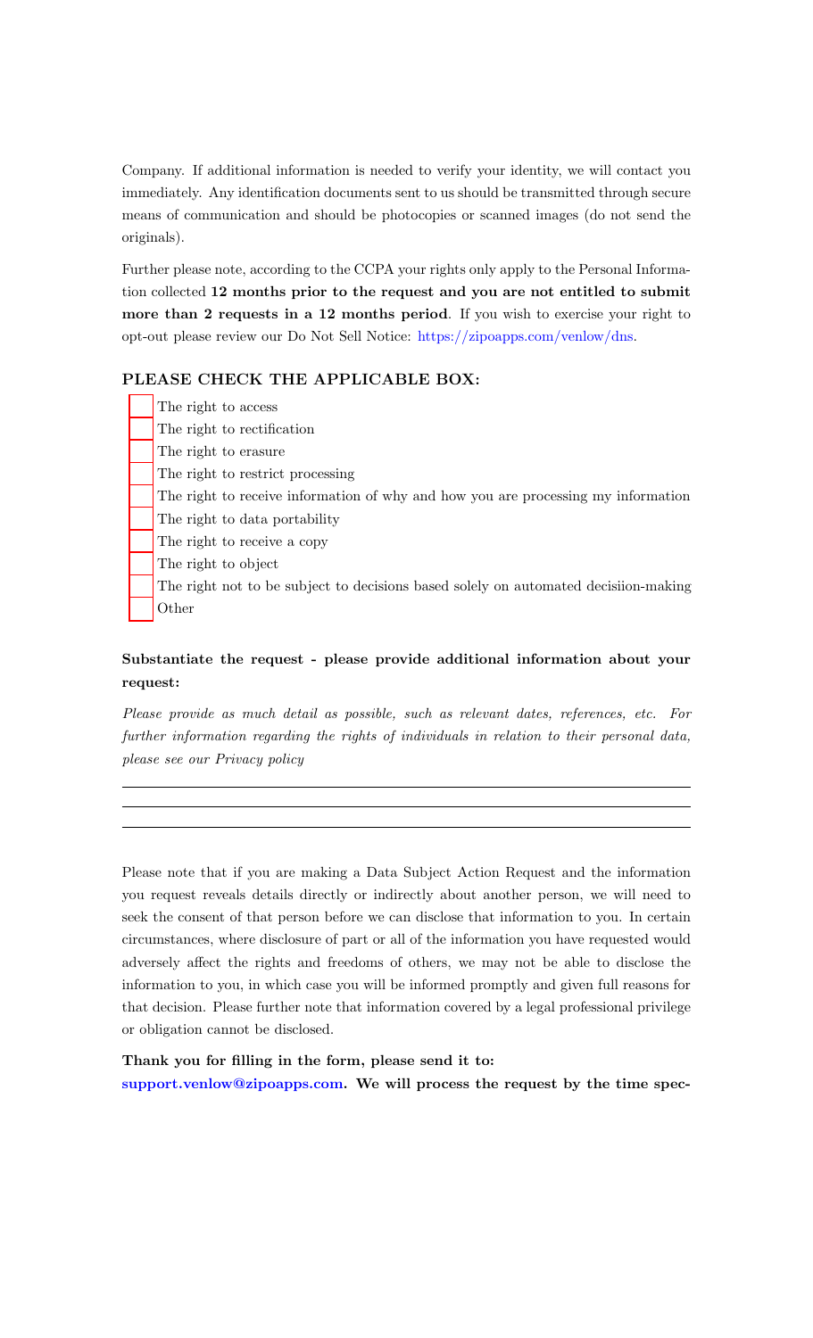Company. If additional information is needed to verify your identity, we will contact you immediately. Any identification documents sent to us should be transmitted through secure means of communication and should be photocopies or scanned images (do not send the originals).

Further please note, according to the CCPA your rights only apply to the Personal Information collected **12 months prior to the request and you are not entitled to submit more than 2 requests in a 12 months period**. If you wish to exercise your right to opt-out please review our Do Not Sell Notice: https://zipoapps.com/venlow/dns.

### PLEASE CHECK THE APPLICABLE BOX:

- [ ] The right to access
- [ ] The right to rectification
- [ ] The right to erasure
- [ ] The right to restrict processing
- [ ] The right to receive information of why and how you are processing my information
- [ ] The right to data portability
- [ ] The right to receive a copy
- [ ] The right to object
- [ ] The right not to be subject to decisions based solely on automated decisiion-making
- [ ] Other

**Substantiate the request - please provide additional information about your request:**

*Please provide as much detail as possible, such as relevant dates, references, etc. For further information regarding the rights of individuals in relation to their personal data, please see our Privacy policy*

---

---

---

Please note that if you are making a Data Subject Action Request and the information you request reveals details directly or indirectly about another person, we will need to seek the consent of that person before we can disclose that information to you. In certain circumstances, where disclosure of part or all of the information you have requested would adversely affect the rights and freedoms of others, we may not be able to disclose the information to you, in which case you will be informed promptly and given full reasons for that decision. Please further note that information covered by a legal professional privilege or obligation cannot be disclosed.

**Thank you for filling in the form, please send it to:**
**support.venlow@zipoapps.com. We will process the request by the time spec-**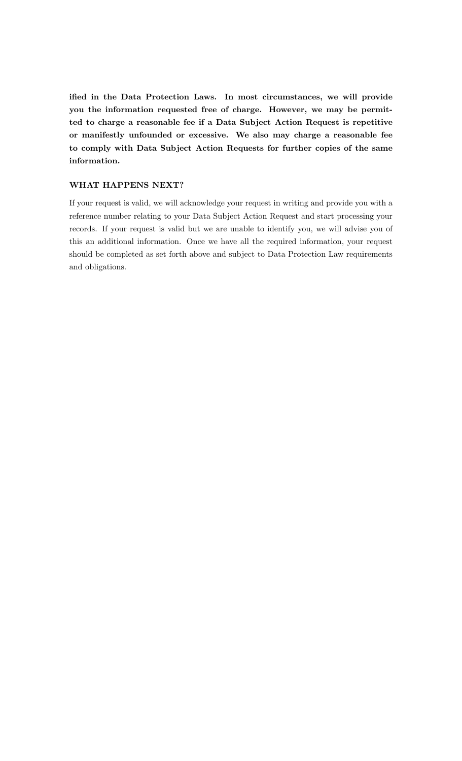**ified in the Data Protection Laws. In most circumstances, we will provide you the information requested free of charge. However, we may be permitted to charge a reasonable fee if a Data Subject Action Request is repetitive or manifestly unfounded or excessive. We also may charge a reasonable fee to comply with Data Subject Action Requests for further copies of the same information.**

### WHAT HAPPENS NEXT?

If your request is valid, we will acknowledge your request in writing and provide you with a reference number relating to your Data Subject Action Request and start processing your records. If your request is valid but we are unable to identify you, we will advise you of this an additional information. Once we have all the required information, your request should be completed as set forth above and subject to Data Protection Law requirements and obligations.